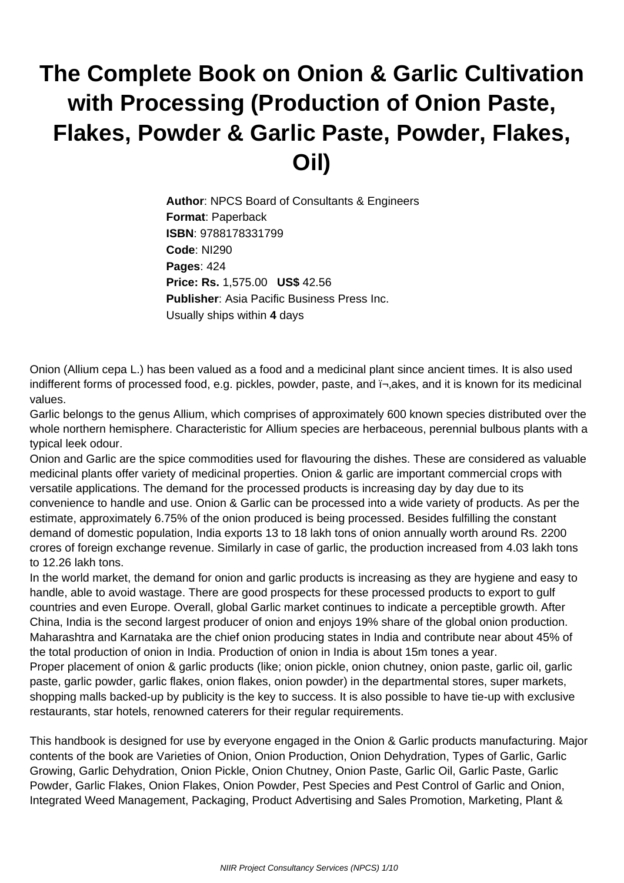# The Complete Book on Onion & Garlic Cultivation with Processing (Production of Onion Paste, Flakes, Powder & Garlic Paste, Powder, Flakes, Oil)

**Author**: NPCS Board of Consultants & Engineers
**Format**: Paperback
**ISBN**: 9788178331799
**Code**: NI290
**Pages**: 424
**Price: Rs.** 1,575.00 **US$** 42.56
**Publisher**: Asia Pacific Business Press Inc.
Usually ships within **4** days

Onion (Allium cepa L.) has been valued as a food and a medicinal plant since ancient times. It is also used indifferent forms of processed food, e.g. pickles, powder, paste, and ï¬‚akes, and it is known for its medicinal values.
Garlic belongs to the genus Allium, which comprises of approximately 600 known species distributed over the whole northern hemisphere. Characteristic for Allium species are herbaceous, perennial bulbous plants with a typical leek odour.
Onion and Garlic are the spice commodities used for flavouring the dishes. These are considered as valuable medicinal plants offer variety of medicinal properties. Onion & garlic are important commercial crops with versatile applications. The demand for the processed products is increasing day by day due to its convenience to handle and use. Onion & Garlic can be processed into a wide variety of products. As per the estimate, approximately 6.75% of the onion produced is being processed. Besides fulfilling the constant demand of domestic population, India exports 13 to 18 lakh tons of onion annually worth around Rs. 2200 crores of foreign exchange revenue. Similarly in case of garlic, the production increased from 4.03 lakh tons to 12.26 lakh tons.
In the world market, the demand for onion and garlic products is increasing as they are hygiene and easy to handle, able to avoid wastage. There are good prospects for these processed products to export to gulf countries and even Europe. Overall, global Garlic market continues to indicate a perceptible growth. After China, India is the second largest producer of onion and enjoys 19% share of the global onion production. Maharashtra and Karnataka are the chief onion producing states in India and contribute near about 45% of the total production of onion in India. Production of onion in India is about 15m tones a year.
Proper placement of onion & garlic products (like; onion pickle, onion chutney, onion paste, garlic oil, garlic paste, garlic powder, garlic flakes, onion flakes, onion powder) in the departmental stores, super markets, shopping malls backed-up by publicity is the key to success. It is also possible to have tie-up with exclusive restaurants, star hotels, renowned caterers for their regular requirements.

This handbook is designed for use by everyone engaged in the Onion & Garlic products manufacturing. Major contents of the book are Varieties of Onion, Onion Production, Onion Dehydration, Types of Garlic, Garlic Growing, Garlic Dehydration, Onion Pickle, Onion Chutney, Onion Paste, Garlic Oil, Garlic Paste, Garlic Powder, Garlic Flakes, Onion Flakes, Onion Powder, Pest Species and Pest Control of Garlic and Onion, Integrated Weed Management, Packaging, Product Advertising and Sales Promotion, Marketing, Plant &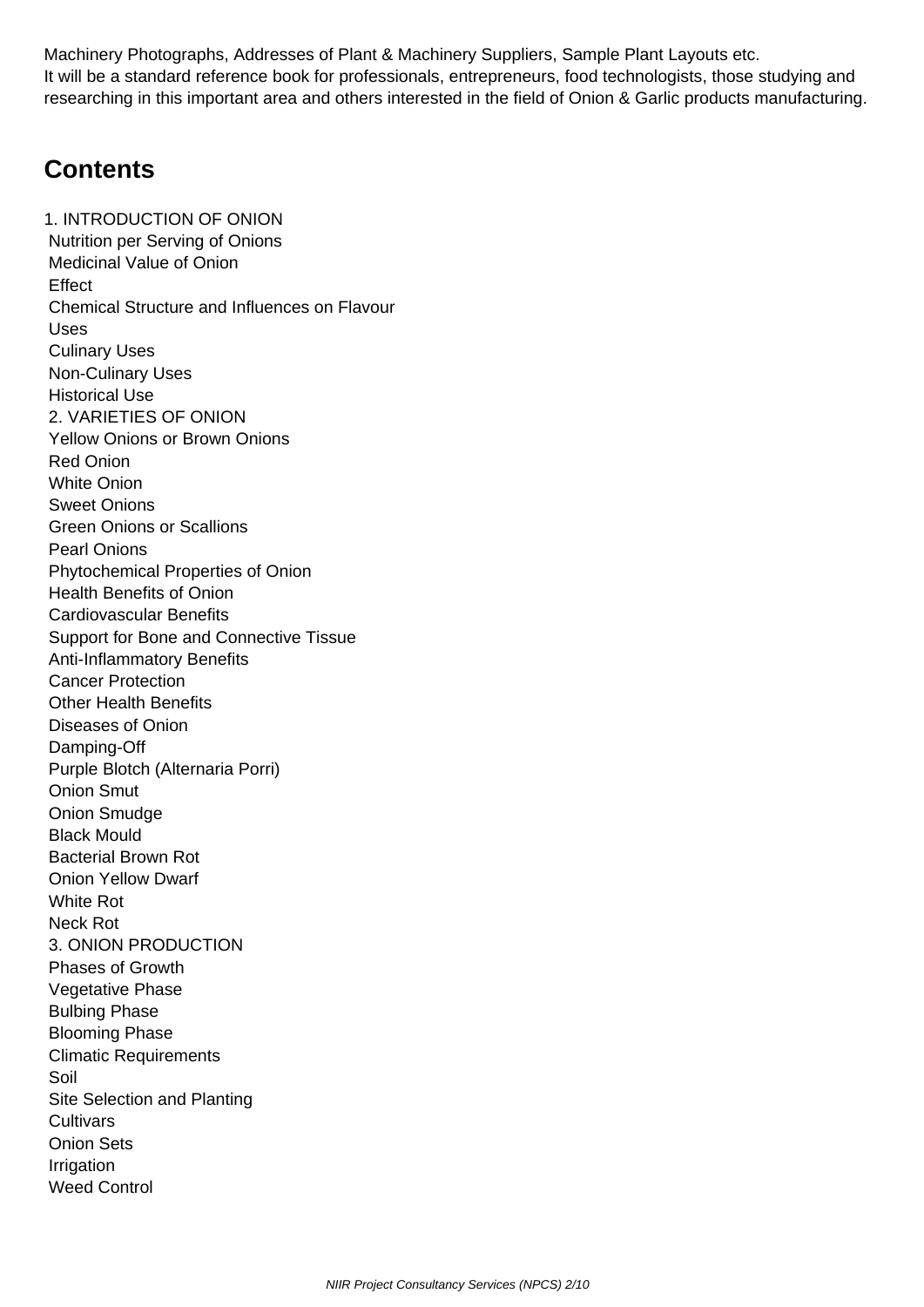Machinery Photographs, Addresses of Plant & Machinery Suppliers, Sample Plant Layouts etc.
It will be a standard reference book for professionals, entrepreneurs, food technologists, those studying and researching in this important area and others interested in the field of Onion & Garlic products manufacturing.

## Contents

1. INTRODUCTION OF ONION
Nutrition per Serving of Onions
Medicinal Value of Onion
Effect
Chemical Structure and Influences on Flavour
Uses
Culinary Uses
Non-Culinary Uses
Historical Use
2. VARIETIES OF ONION
Yellow Onions or Brown Onions
Red Onion
White Onion
Sweet Onions
Green Onions or Scallions
Pearl Onions
Phytochemical Properties of Onion
Health Benefits of Onion
Cardiovascular Benefits
Support for Bone and Connective Tissue
Anti-Inflammatory Benefits
Cancer Protection
Other Health Benefits
Diseases of Onion
Damping-Off
Purple Blotch (Alternaria Porri)
Onion Smut
Onion Smudge
Black Mould
Bacterial Brown Rot
Onion Yellow Dwarf
White Rot
Neck Rot
3. ONION PRODUCTION
Phases of Growth
Vegetative Phase
Bulbing Phase
Blooming Phase
Climatic Requirements
Soil
Site Selection and Planting
Cultivars
Onion Sets
Irrigation
Weed Control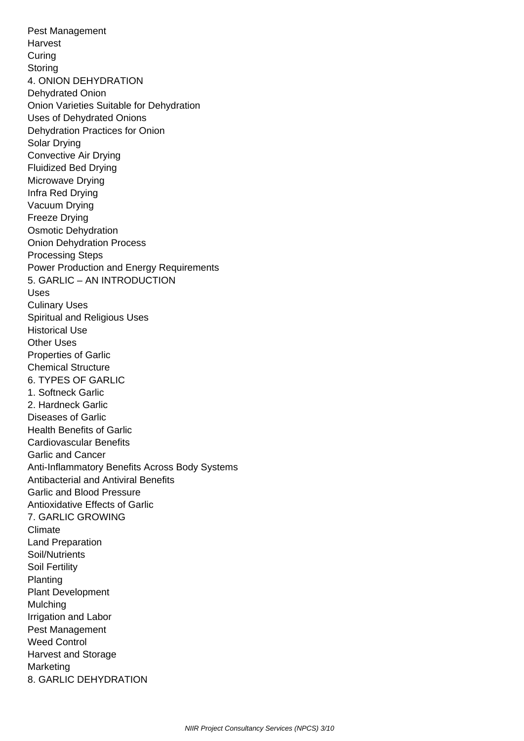Pest Management
Harvest
Curing
Storing

4. ONION DEHYDRATION

Dehydrated Onion
Onion Varieties Suitable for Dehydration
Uses of Dehydrated Onions
Dehydration Practices for Onion
Solar Drying
Convective Air Drying
Fluidized Bed Drying
Microwave Drying
Infra Red Drying
Vacuum Drying
Freeze Drying
Osmotic Dehydration
Onion Dehydration Process
Processing Steps
Power Production and Energy Requirements

5. GARLIC – AN INTRODUCTION

Uses
Culinary Uses
Spiritual and Religious Uses
Historical Use
Other Uses
Properties of Garlic
Chemical Structure

6. TYPES OF GARLIC

1. Softneck Garlic
2. Hardneck Garlic

Diseases of Garlic
Health Benefits of Garlic
Cardiovascular Benefits
Garlic and Cancer
Anti-Inflammatory Benefits Across Body Systems
Antibacterial and Antiviral Benefits
Garlic and Blood Pressure
Antioxidative Effects of Garlic

7. GARLIC GROWING

Climate
Land Preparation
Soil/Nutrients
Soil Fertility
Planting
Plant Development
Mulching
Irrigation and Labor
Pest Management
Weed Control
Harvest and Storage
Marketing

8. GARLIC DEHYDRATION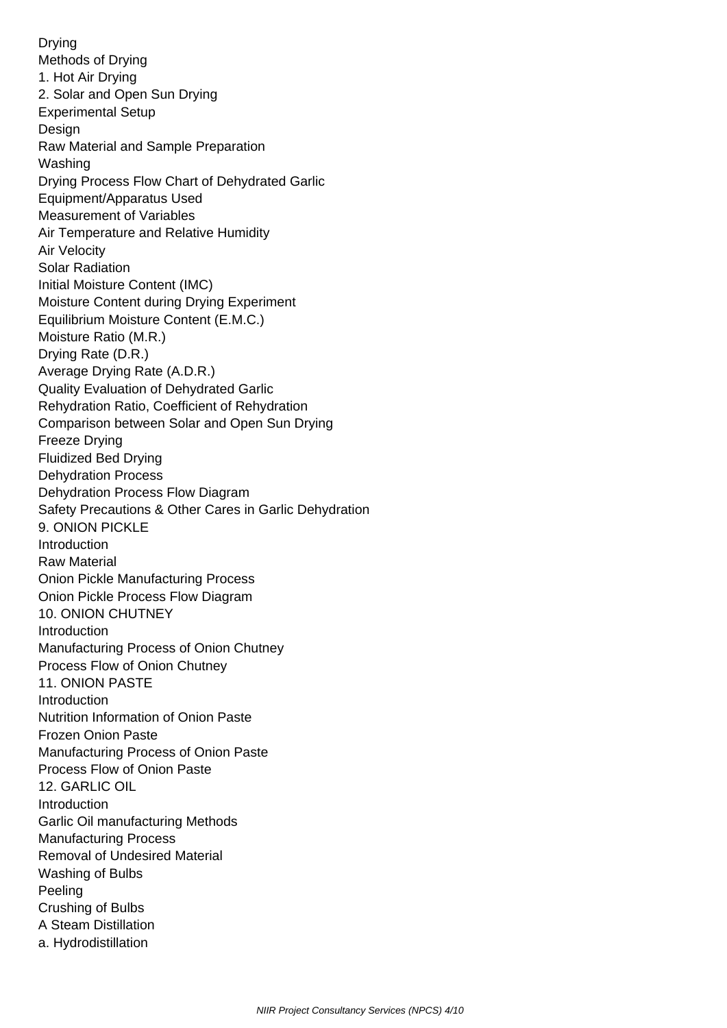Drying
Methods of Drying
1. Hot Air Drying
2. Solar and Open Sun Drying
Experimental Setup
Design
Raw Material and Sample Preparation
Washing
Drying Process Flow Chart of Dehydrated Garlic
Equipment/Apparatus Used
Measurement of Variables
Air Temperature and Relative Humidity
Air Velocity
Solar Radiation
Initial Moisture Content (IMC)
Moisture Content during Drying Experiment
Equilibrium Moisture Content (E.M.C.)
Moisture Ratio (M.R.)
Drying Rate (D.R.)
Average Drying Rate (A.D.R.)
Quality Evaluation of Dehydrated Garlic
Rehydration Ratio, Coefficient of Rehydration
Comparison between Solar and Open Sun Drying
Freeze Drying
Fluidized Bed Drying
Dehydration Process
Dehydration Process Flow Diagram
Safety Precautions & Other Cares in Garlic Dehydration
9. ONION PICKLE
Introduction
Raw Material
Onion Pickle Manufacturing Process
Onion Pickle Process Flow Diagram
10. ONION CHUTNEY
Introduction
Manufacturing Process of Onion Chutney
Process Flow of Onion Chutney
11. ONION PASTE
Introduction
Nutrition Information of Onion Paste
Frozen Onion Paste
Manufacturing Process of Onion Paste
Process Flow of Onion Paste
12. GARLIC OIL
Introduction
Garlic Oil manufacturing Methods
Manufacturing Process
Removal of Undesired Material
Washing of Bulbs
Peeling
Crushing of Bulbs
A Steam Distillation
a. Hydrodistillation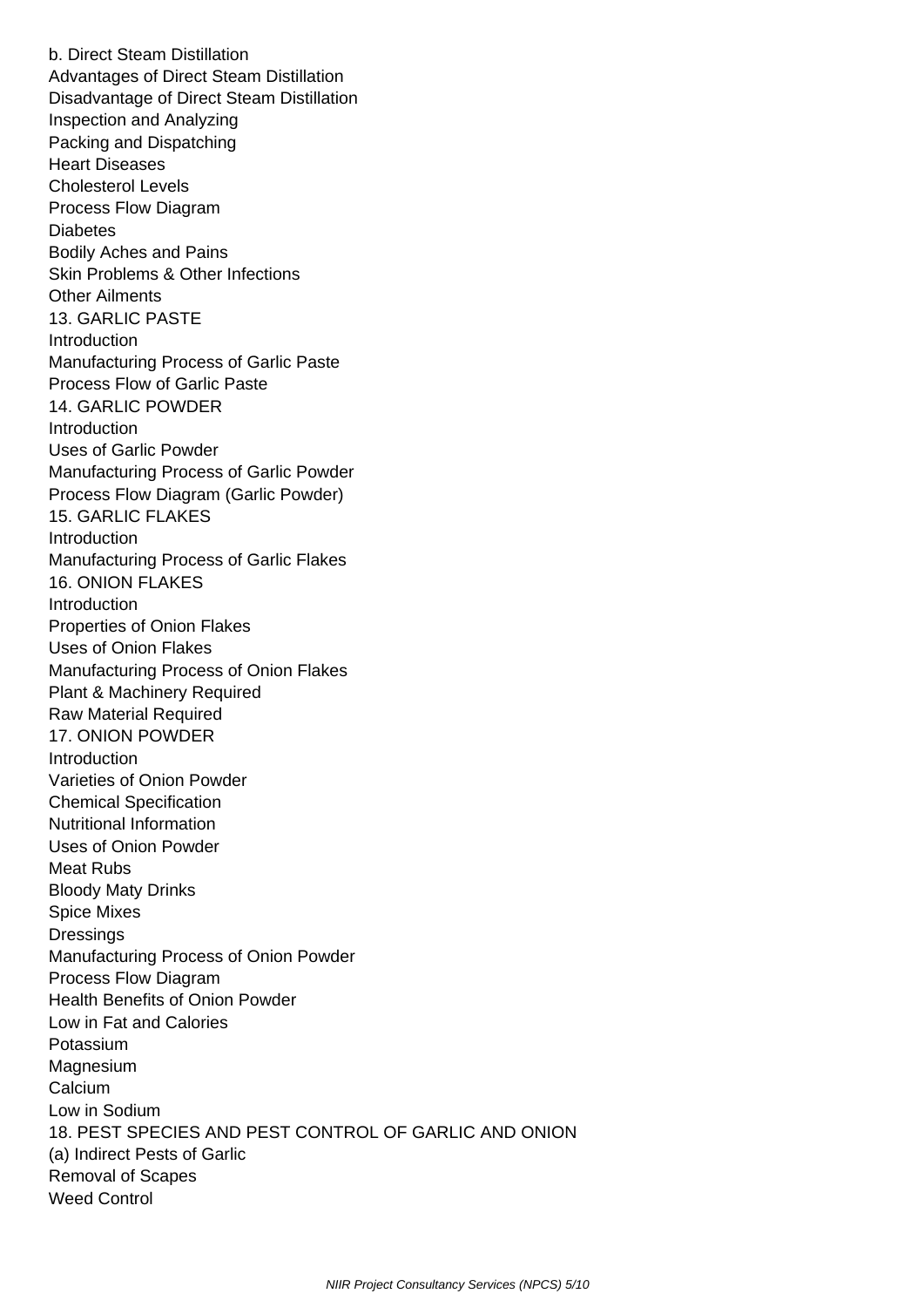b. Direct Steam Distillation
Advantages of Direct Steam Distillation
Disadvantage of Direct Steam Distillation
Inspection and Analyzing
Packing and Dispatching
Heart Diseases
Cholesterol Levels
Process Flow Diagram
Diabetes
Bodily Aches and Pains
Skin Problems & Other Infections
Other Ailments
13. GARLIC PASTE
Introduction
Manufacturing Process of Garlic Paste
Process Flow of Garlic Paste
14. GARLIC POWDER
Introduction
Uses of Garlic Powder
Manufacturing Process of Garlic Powder
Process Flow Diagram (Garlic Powder)
15. GARLIC FLAKES
Introduction
Manufacturing Process of Garlic Flakes
16. ONION FLAKES
Introduction
Properties of Onion Flakes
Uses of Onion Flakes
Manufacturing Process of Onion Flakes
Plant & Machinery Required
Raw Material Required
17. ONION POWDER
Introduction
Varieties of Onion Powder
Chemical Specification
Nutritional Information
Uses of Onion Powder
Meat Rubs
Bloody Maty Drinks
Spice Mixes
Dressings
Manufacturing Process of Onion Powder
Process Flow Diagram
Health Benefits of Onion Powder
Low in Fat and Calories
Potassium
Magnesium
Calcium
Low in Sodium
18. PEST SPECIES AND PEST CONTROL OF GARLIC AND ONION
(a) Indirect Pests of Garlic
Removal of Scapes
Weed Control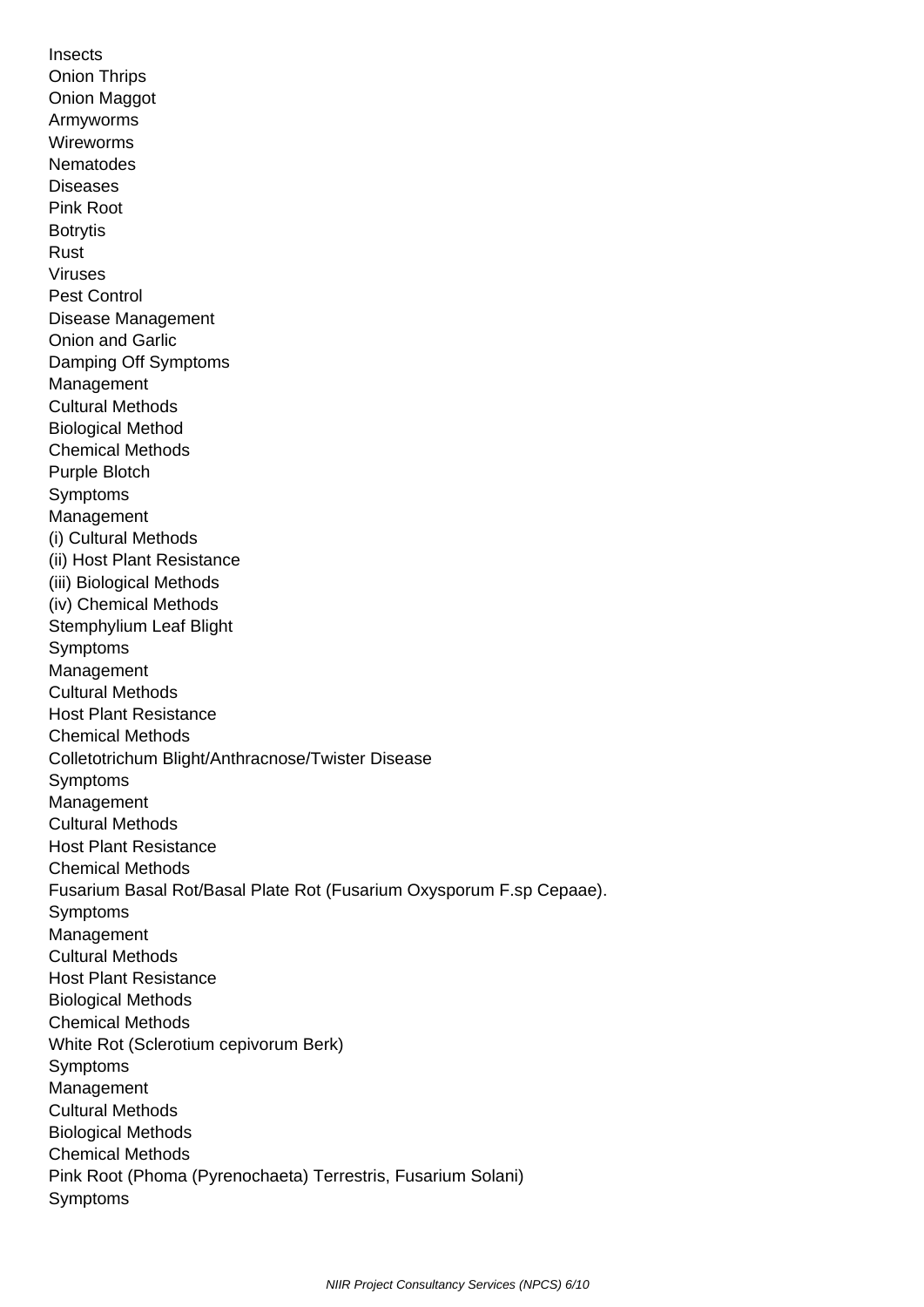Insects
Onion Thrips
Onion Maggot
Armyworms
Wireworms
Nematodes
Diseases
Pink Root
Botrytis
Rust
Viruses
Pest Control
Disease Management
Onion and Garlic
Damping Off Symptoms
Management
Cultural Methods
Biological Method
Chemical Methods
Purple Blotch
Symptoms
Management
(i) Cultural Methods
(ii) Host Plant Resistance
(iii) Biological Methods
(iv) Chemical Methods
Stemphylium Leaf Blight
Symptoms
Management
Cultural Methods
Host Plant Resistance
Chemical Methods
Colletotrichum Blight/Anthracnose/Twister Disease
Symptoms
Management
Cultural Methods
Host Plant Resistance
Chemical Methods
Fusarium Basal Rot/Basal Plate Rot (Fusarium Oxysporum F.sp Cepaae).
Symptoms
Management
Cultural Methods
Host Plant Resistance
Biological Methods
Chemical Methods
White Rot (Sclerotium cepivorum Berk)
Symptoms
Management
Cultural Methods
Biological Methods
Chemical Methods
Pink Root (Phoma (Pyrenochaeta) Terrestris, Fusarium Solani)
Symptoms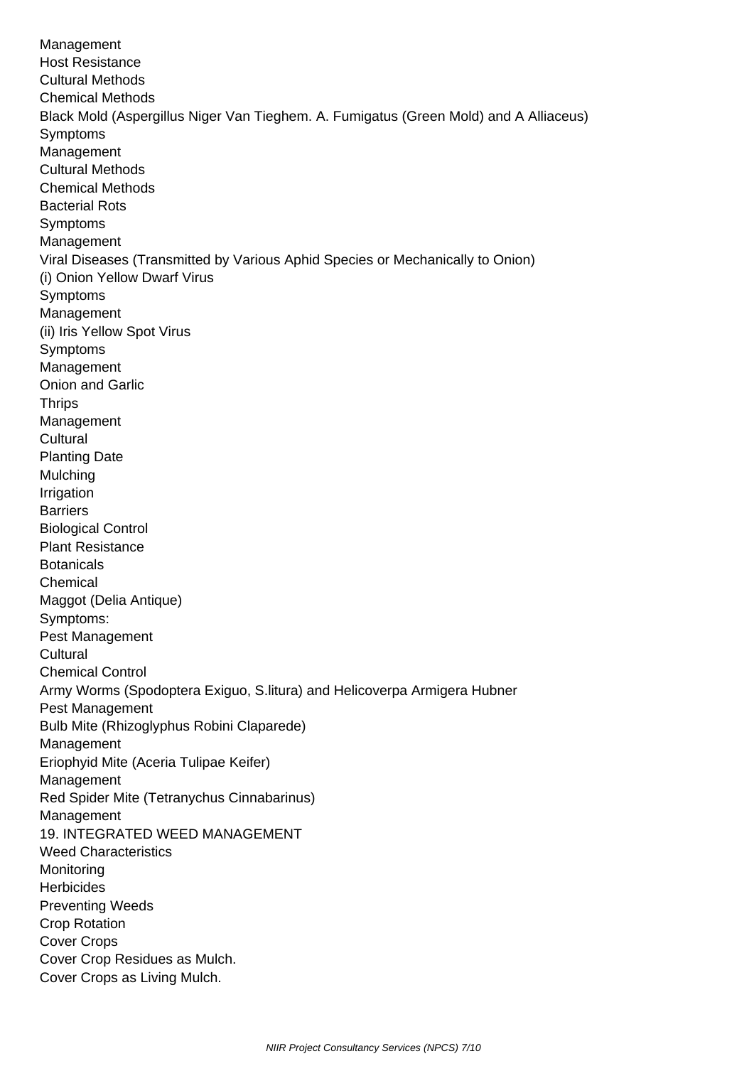Management
Host Resistance
Cultural Methods
Chemical Methods
Black Mold (Aspergillus Niger Van Tieghem. A. Fumigatus (Green Mold) and A Alliaceus)
Symptoms
Management
Cultural Methods
Chemical Methods
Bacterial Rots
Symptoms
Management
Viral Diseases (Transmitted by Various Aphid Species or Mechanically to Onion)
(i) Onion Yellow Dwarf Virus
Symptoms
Management
(ii) Iris Yellow Spot Virus
Symptoms
Management
Onion and Garlic
Thrips
Management
Cultural
Planting Date
Mulching
Irrigation
Barriers
Biological Control
Plant Resistance
Botanicals
Chemical
Maggot (Delia Antique)
Symptoms:
Pest Management
Cultural
Chemical Control
Army Worms (Spodoptera Exiguo, S.litura) and Helicoverpa Armigera Hubner
Pest Management
Bulb Mite (Rhizoglyphus Robini Claparede)
Management
Eriophyid Mite (Aceria Tulipae Keifer)
Management
Red Spider Mite (Tetranychus Cinnabarinus)
Management
19. INTEGRATED WEED MANAGEMENT
Weed Characteristics
Monitoring
Herbicides
Preventing Weeds
Crop Rotation
Cover Crops
Cover Crop Residues as Mulch.
Cover Crops as Living Mulch.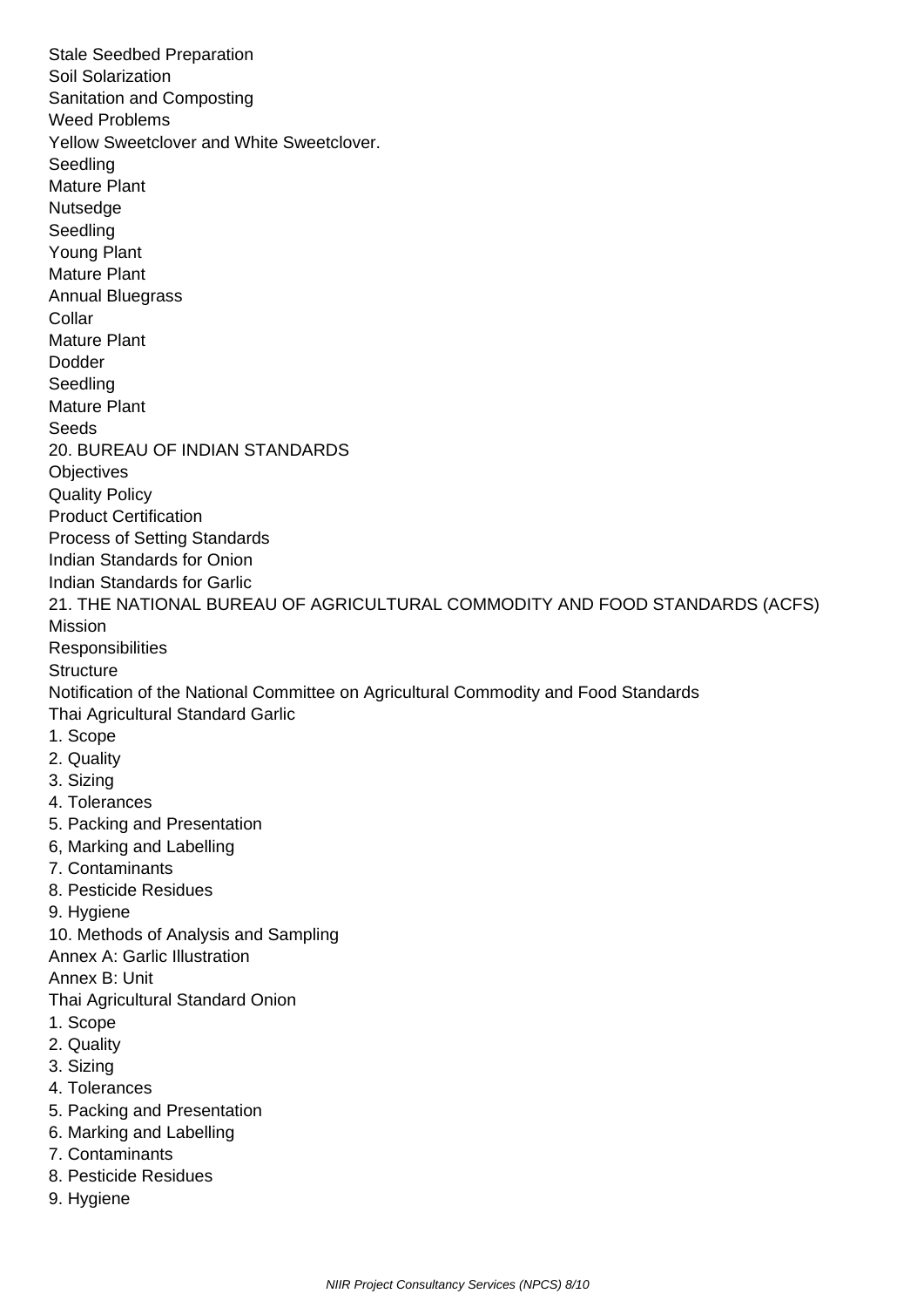Stale Seedbed Preparation
Soil Solarization
Sanitation and Composting
Weed Problems
Yellow Sweetclover and White Sweetclover.
Seedling
Mature Plant
Nutsedge
Seedling
Young Plant
Mature Plant
Annual Bluegrass
Collar
Mature Plant
Dodder
Seedling
Mature Plant
Seeds
20. BUREAU OF INDIAN STANDARDS
Objectives
Quality Policy
Product Certification
Process of Setting Standards
Indian Standards for Onion
Indian Standards for Garlic
21. THE NATIONAL BUREAU OF AGRICULTURAL COMMODITY AND FOOD STANDARDS (ACFS)
Mission
Responsibilities
Structure
Notification of the National Committee on Agricultural Commodity and Food Standards
Thai Agricultural Standard Garlic
1. Scope
2. Quality
3. Sizing
4. Tolerances
5. Packing and Presentation
6, Marking and Labelling
7. Contaminants
8. Pesticide Residues
9. Hygiene
10. Methods of Analysis and Sampling
Annex A: Garlic Illustration
Annex B: Unit
Thai Agricultural Standard Onion
1. Scope
2. Quality
3. Sizing
4. Tolerances
5. Packing and Presentation
6. Marking and Labelling
7. Contaminants
8. Pesticide Residues
9. Hygiene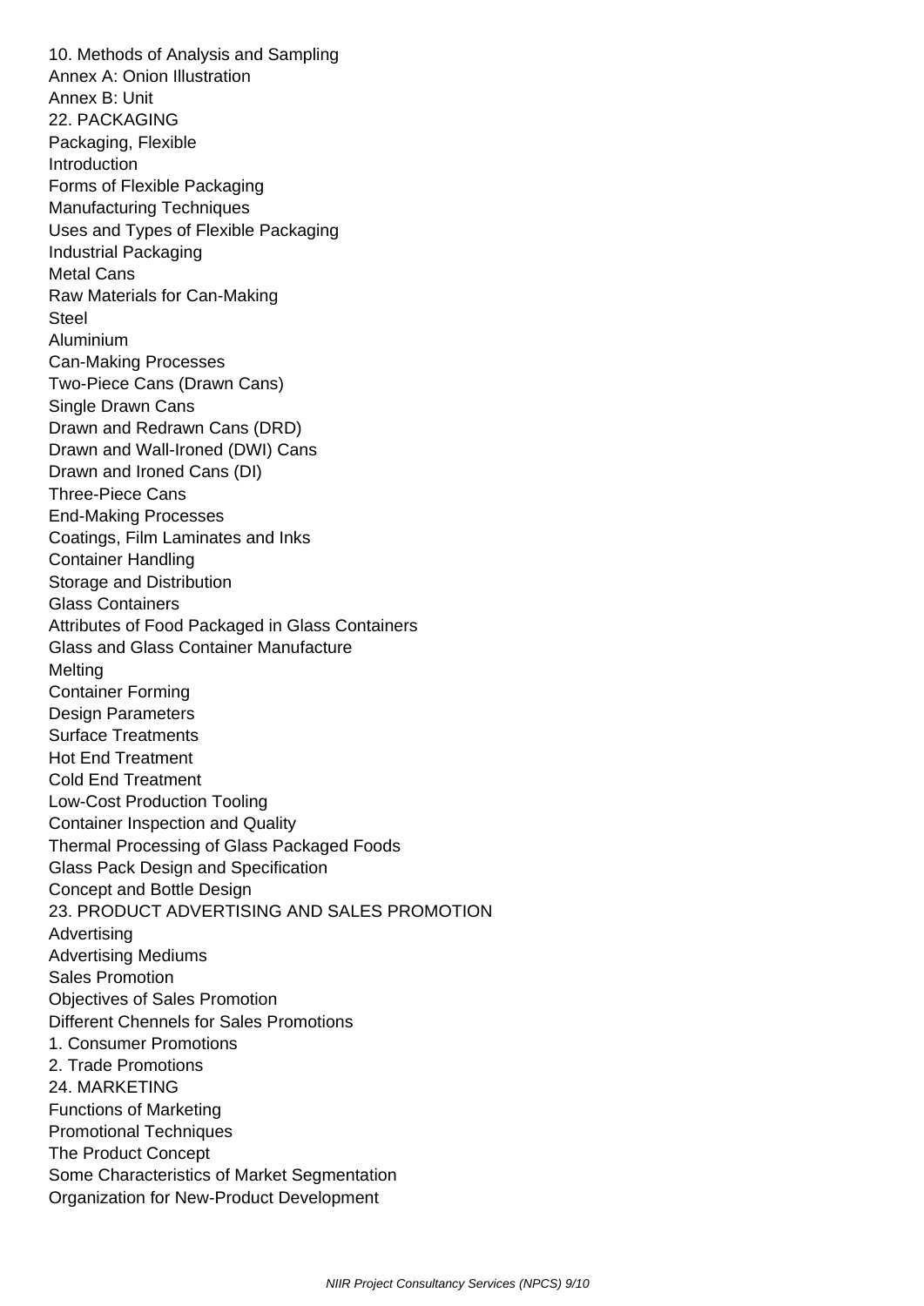10. Methods of Analysis and Sampling
Annex A: Onion Illustration
Annex B: Unit

## 22. PACKAGING

Packaging, Flexible
Introduction
Forms of Flexible Packaging
Manufacturing Techniques
Uses and Types of Flexible Packaging
Industrial Packaging
Metal Cans
Raw Materials for Can-Making
Steel
Aluminium
Can-Making Processes
Two-Piece Cans (Drawn Cans)
Single Drawn Cans
Drawn and Redrawn Cans (DRD)
Drawn and Wall-Ironed (DWI) Cans
Drawn and Ironed Cans (DI)
Three-Piece Cans
End-Making Processes
Coatings, Film Laminates and Inks
Container Handling
Storage and Distribution
Glass Containers
Attributes of Food Packaged in Glass Containers
Glass and Glass Container Manufacture
Melting
Container Forming
Design Parameters
Surface Treatments
Hot End Treatment
Cold End Treatment
Low-Cost Production Tooling
Container Inspection and Quality
Thermal Processing of Glass Packaged Foods
Glass Pack Design and Specification
Concept and Bottle Design

## 23. PRODUCT ADVERTISING AND SALES PROMOTION

Advertising
Advertising Mediums
Sales Promotion
Objectives of Sales Promotion
Different Chennels for Sales Promotions
1. Consumer Promotions
2. Trade Promotions

## 24. MARKETING

Functions of Marketing
Promotional Techniques
The Product Concept
Some Characteristics of Market Segmentation
Organization for New-Product Development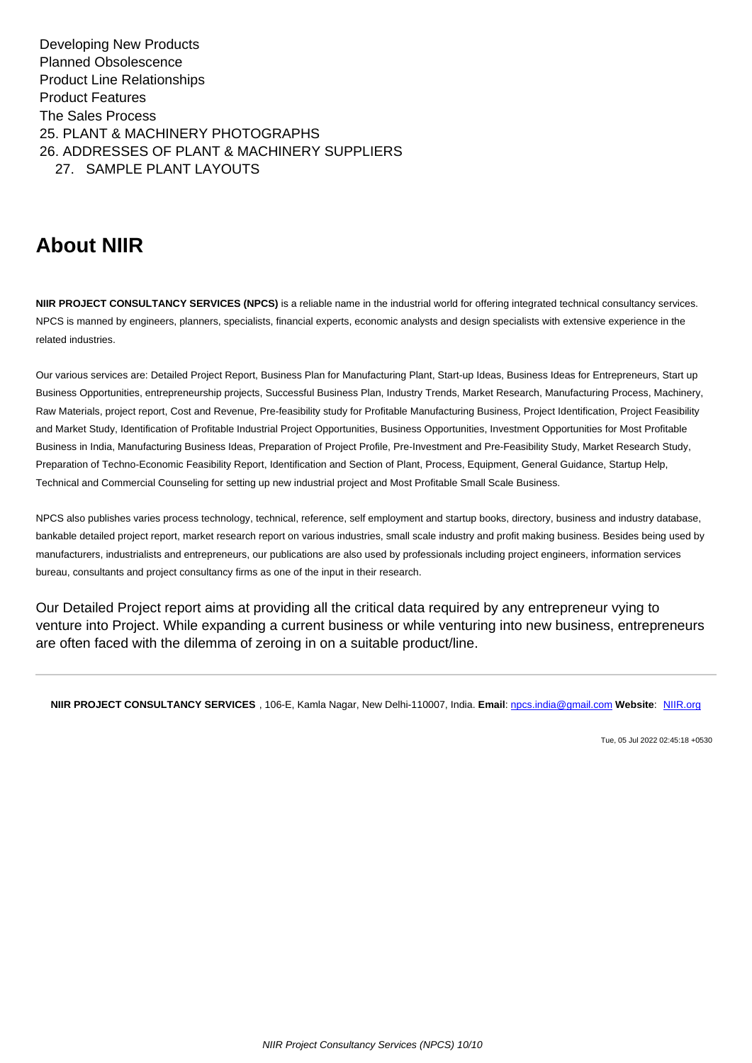Developing New Products
Planned Obsolescence
Product Line Relationships
Product Features
The Sales Process
25. PLANT & MACHINERY PHOTOGRAPHS
26. ADDRESSES OF PLANT & MACHINERY SUPPLIERS
27. SAMPLE PLANT LAYOUTS

## About NIIR

**NIIR PROJECT CONSULTANCY SERVICES (NPCS)** is a reliable name in the industrial world for offering integrated technical consultancy services. NPCS is manned by engineers, planners, specialists, financial experts, economic analysts and design specialists with extensive experience in the related industries.

Our various services are: Detailed Project Report, Business Plan for Manufacturing Plant, Start-up Ideas, Business Ideas for Entrepreneurs, Start up Business Opportunities, entrepreneurship projects, Successful Business Plan, Industry Trends, Market Research, Manufacturing Process, Machinery, Raw Materials, project report, Cost and Revenue, Pre-feasibility study for Profitable Manufacturing Business, Project Identification, Project Feasibility and Market Study, Identification of Profitable Industrial Project Opportunities, Business Opportunities, Investment Opportunities for Most Profitable Business in India, Manufacturing Business Ideas, Preparation of Project Profile, Pre-Investment and Pre-Feasibility Study, Market Research Study, Preparation of Techno-Economic Feasibility Report, Identification and Section of Plant, Process, Equipment, General Guidance, Startup Help, Technical and Commercial Counseling for setting up new industrial project and Most Profitable Small Scale Business.

NPCS also publishes varies process technology, technical, reference, self employment and startup books, directory, business and industry database, bankable detailed project report, market research report on various industries, small scale industry and profit making business. Besides being used by manufacturers, industrialists and entrepreneurs, our publications are also used by professionals including project engineers, information services bureau, consultants and project consultancy firms as one of the input in their research.

Our Detailed Project report aims at providing all the critical data required by any entrepreneur vying to venture into Project. While expanding a current business or while venturing into new business, entrepreneurs are often faced with the dilemma of zeroing in on a suitable product/line.

---

**NIIR PROJECT CONSULTANCY SERVICES** , 106-E, Kamla Nagar, New Delhi-110007, India. **Email**: npcs.india@gmail.com **Website**: NIIR.org

Tue, 05 Jul 2022 02:45:18 +0530